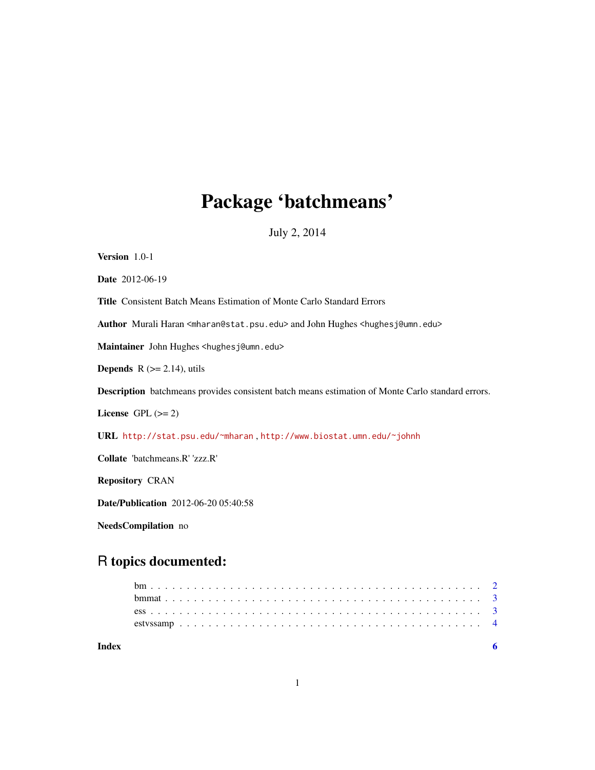# Package 'batchmeans'

July 2, 2014

**Version** 1.0-1

**Date** 2012-06-19

**Title** Consistent Batch Means Estimation of Monte Carlo Standard Errors

**Author** Murali Haran <mharan@stat.psu.edu> and John Hughes <hughesj@umn.edu>

**Maintainer** John Hughes <hughesj@umn.edu>

**Depends** R (>= 2.14), utils

**Description** batchmeans provides consistent batch means estimation of Monte Carlo standard errors.

**License** GPL (>= 2)

**URL** http://stat.psu.edu/~mharan , http://www.biostat.umn.edu/~johnh

**Collate** 'batchmeans.R' 'zzz.R'

**Repository** CRAN

**Date/Publication** 2012-06-20 05:40:58

**NeedsCompilation** no

## R topics documented:

- bm . . . . . . . . . . . . . . . . . . . . . . . . . . . . . . . . . . . . . . . . . . . 2
- bmmat . . . . . . . . . . . . . . . . . . . . . . . . . . . . . . . . . . . . . . . . . 3
- ess . . . . . . . . . . . . . . . . . . . . . . . . . . . . . . . . . . . . . . . . . . 3
- estvssamp . . . . . . . . . . . . . . . . . . . . . . . . . . . . . . . . . . . . . . . 4

**Index** **6**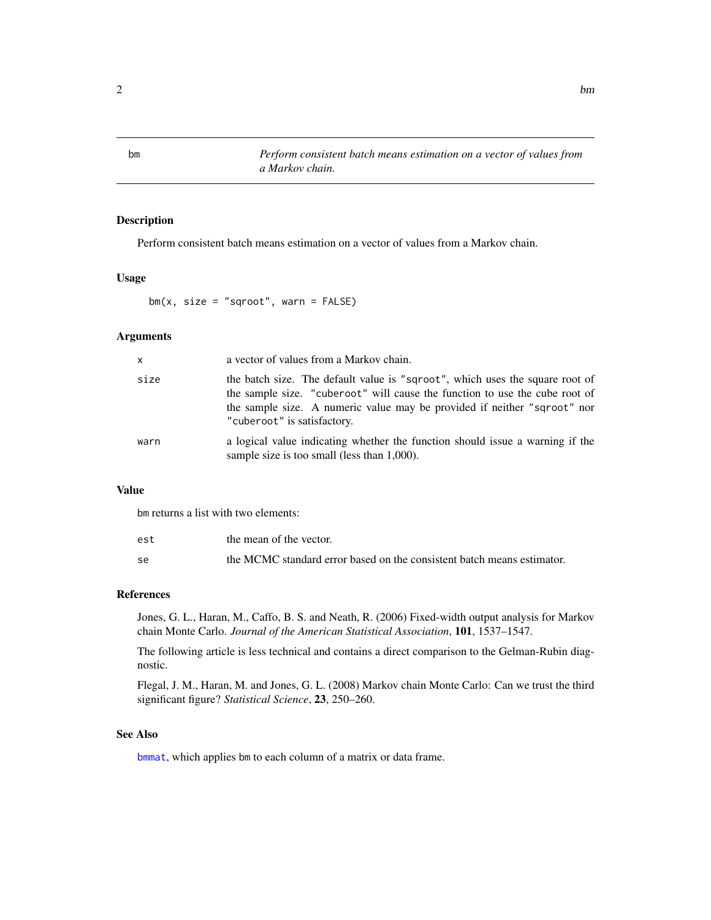## bm — *Perform consistent batch means estimation on a vector of values from a Markov chain.*

### Description

Perform consistent batch means estimation on a vector of values from a Markov chain.

### Usage

```
bm(x, size = "sqroot", warn = FALSE)
```

### Arguments

| | |
|---|---|
| `x` | a vector of values from a Markov chain. |
| `size` | the batch size. The default value is `"sqroot"`, which uses the square root of the sample size. `"cuberoot"` will cause the function to use the cube root of the sample size. A numeric value may be provided if neither `"sqroot"` nor `"cuberoot"` is satisfactory. |
| `warn` | a logical value indicating whether the function should issue a warning if the sample size is too small (less than 1,000). |

### Value

`bm` returns a list with two elements:

| | |
|---|---|
| `est` | the mean of the vector. |
| `se` | the MCMC standard error based on the consistent batch means estimator. |

### References

Jones, G. L., Haran, M., Caffo, B. S. and Neath, R. (2006) Fixed-width output analysis for Markov chain Monte Carlo. *Journal of the American Statistical Association*, **101**, 1537–1547.

The following article is less technical and contains a direct comparison to the Gelman-Rubin diagnostic.

Flegal, J. M., Haran, M. and Jones, G. L. (2008) Markov chain Monte Carlo: Can we trust the third significant figure? *Statistical Science*, **23**, 250–260.

### See Also

`bmmat`, which applies `bm` to each column of a matrix or data frame.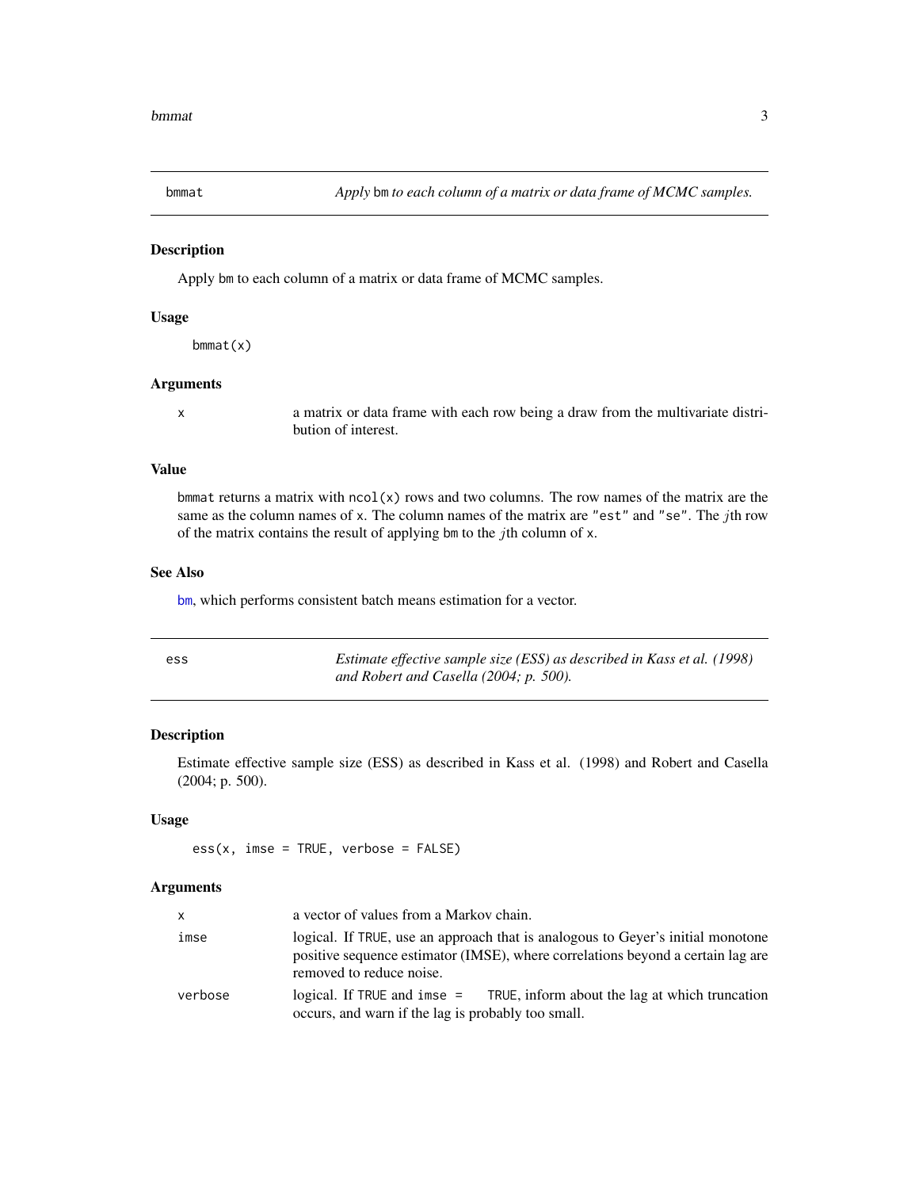## bmmat — *Apply* bm *to each column of a matrix or data frame of MCMC samples.*

### Description

Apply bm to each column of a matrix or data frame of MCMC samples.

### Usage

```
bmmat(x)
```

### Arguments

| | |
|---|---|
| x | a matrix or data frame with each row being a draw from the multivariate distribution of interest. |

### Value

bmmat returns a matrix with ncol(x) rows and two columns. The row names of the matrix are the same as the column names of x. The column names of the matrix are "est" and "se". The $j$th row of the matrix contains the result of applying bm to the $j$th column of x.

### See Also

bm, which performs consistent batch means estimation for a vector.

## ess — *Estimate effective sample size (ESS) as described in Kass et al. (1998) and Robert and Casella (2004; p. 500).*

### Description

Estimate effective sample size (ESS) as described in Kass et al. (1998) and Robert and Casella (2004; p. 500).

### Usage

```
ess(x, imse = TRUE, verbose = FALSE)
```

### Arguments

| | |
|---|---|
| x | a vector of values from a Markov chain. |
| imse | logical. If TRUE, use an approach that is analogous to Geyer's initial monotone positive sequence estimator (IMSE), where correlations beyond a certain lag are removed to reduce noise. |
| verbose | logical. If TRUE and imse = TRUE, inform about the lag at which truncation occurs, and warn if the lag is probably too small. |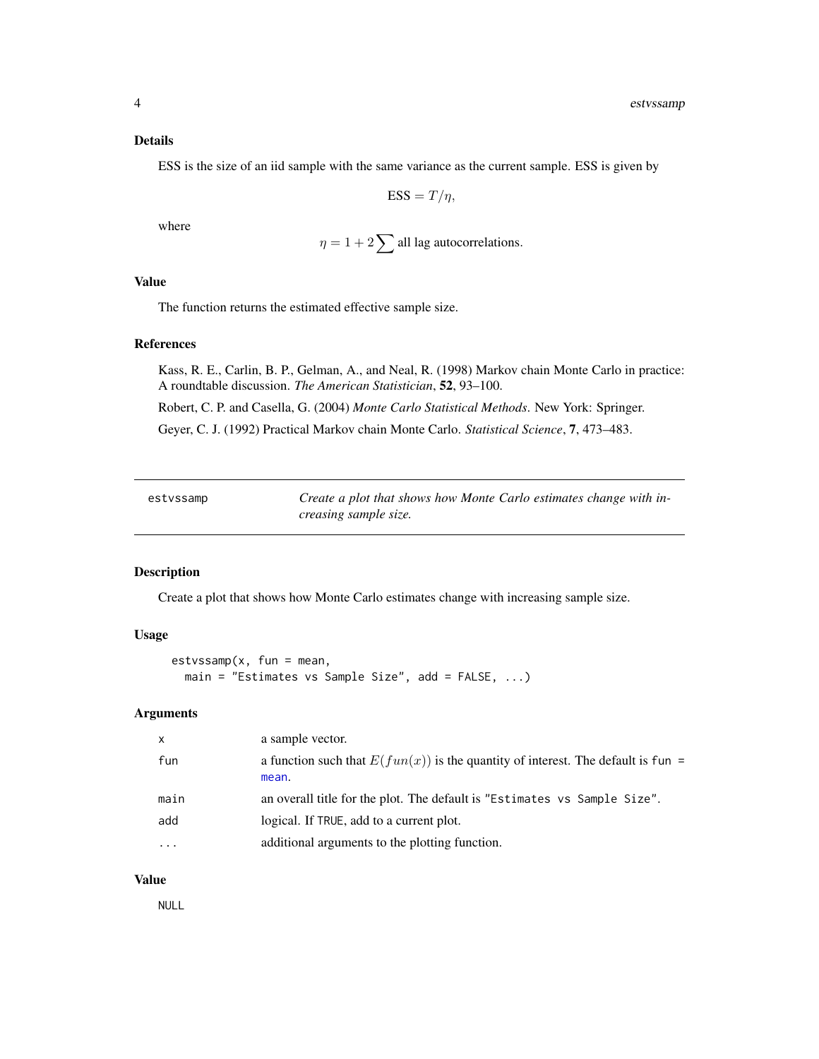### Details

ESS is the size of an iid sample with the same variance as the current sample. ESS is given by

$$\text{ESS} = T/\eta,$$

where

$$\eta = 1 + 2 \sum \text{all lag autocorrelations.}$$

### Value

The function returns the estimated effective sample size.

### References

Kass, R. E., Carlin, B. P., Gelman, A., and Neal, R. (1998) Markov chain Monte Carlo in practice: A roundtable discussion. *The American Statistician*, **52**, 93–100.

Robert, C. P. and Casella, G. (2004) *Monte Carlo Statistical Methods*. New York: Springer.

Geyer, C. J. (1992) Practical Markov chain Monte Carlo. *Statistical Science*, **7**, 473–483.

---

## estvssamp — *Create a plot that shows how Monte Carlo estimates change with increasing sample size.*

### Description

Create a plot that shows how Monte Carlo estimates change with increasing sample size.

### Usage

```
estvssamp(x, fun = mean,
  main = "Estimates vs Sample Size", add = FALSE, ...)
```

### Arguments

| | |
|---|---|
| `x` | a sample vector. |
| `fun` | a function such that $E(fun(x))$ is the quantity of interest. The default is `fun = mean`. |
| `main` | an overall title for the plot. The default is `"Estimates vs Sample Size"`. |
| `add` | logical. If `TRUE`, add to a current plot. |
| `...` | additional arguments to the plotting function. |

### Value

`NULL`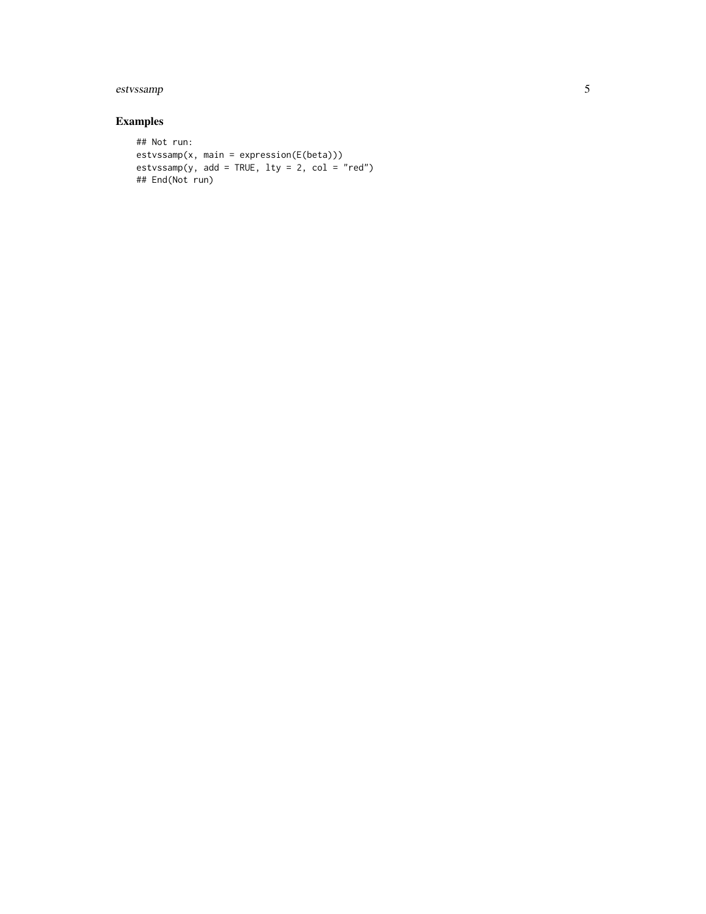## Examples

```
## Not run:
estvssamp(x, main = expression(E(beta)))
estvssamp(y, add = TRUE, lty = 2, col = "red")
## End(Not run)
```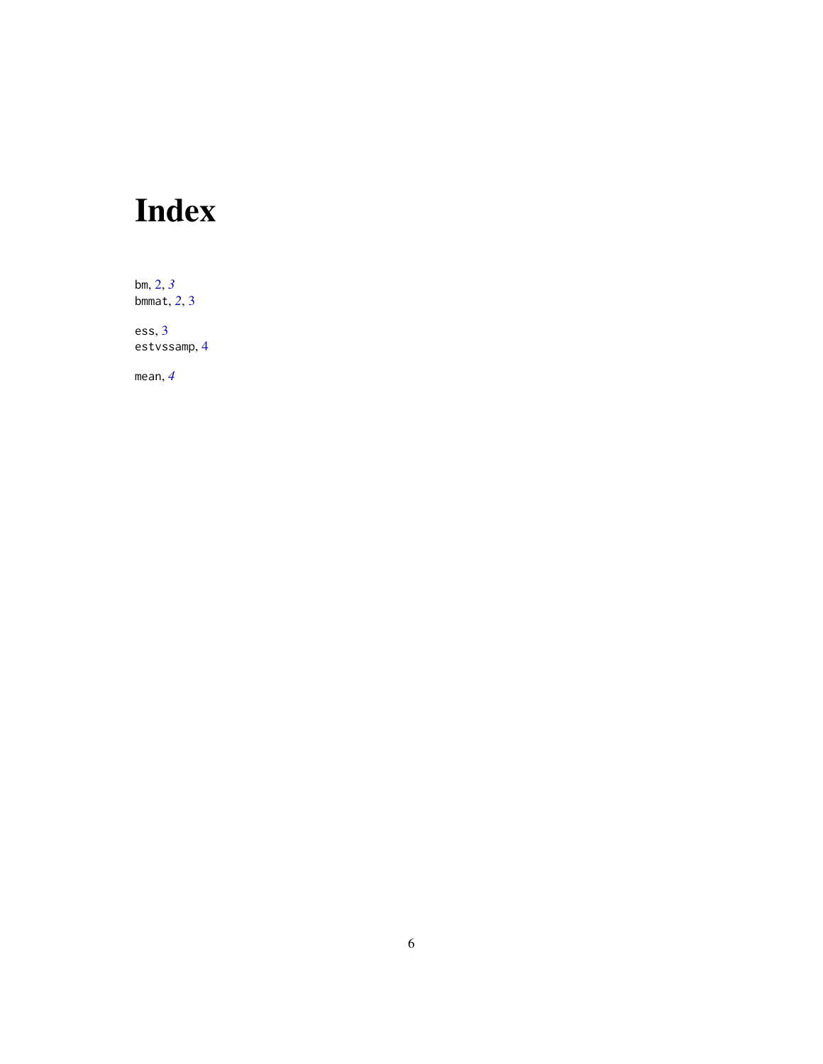# Index

bm, 2, *3*
bmmat, *2*, 3

ess, 3
estvssamp, 4

mean, *4*